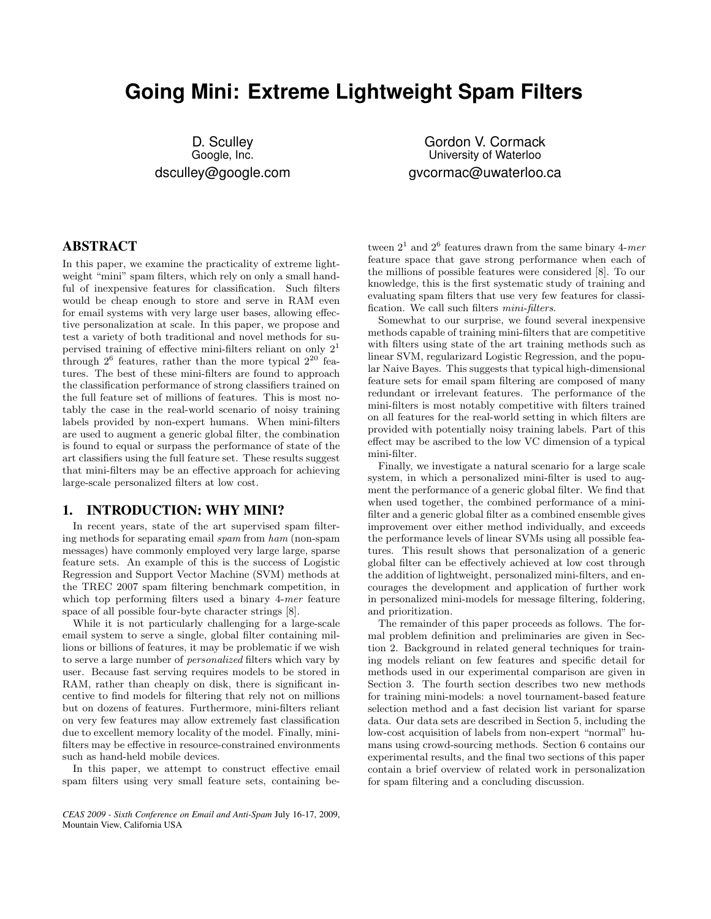# Going Mini: Extreme Lightweight Spam Filters

D. Sculley
Google, Inc.
dsculley@google.com

Gordon V. Cormack
University of Waterloo
gvcormac@uwaterloo.ca

## ABSTRACT

In this paper, we examine the practicality of extreme lightweight "mini" spam filters, which rely on only a small handful of inexpensive features for classification. Such filters would be cheap enough to store and serve in RAM even for email systems with very large user bases, allowing effective personalization at scale. In this paper, we propose and test a variety of both traditional and novel methods for supervised training of effective mini-filters reliant on only $2^1$ through $2^6$ features, rather than the more typical $2^{20}$ features. The best of these mini-filters are found to approach the classification performance of strong classifiers trained on the full feature set of millions of features. This is most notably the case in the real-world scenario of noisy training labels provided by non-expert humans. When mini-filters are used to augment a generic global filter, the combination is found to equal or surpass the performance of state of the art classifiers using the full feature set. These results suggest that mini-filters may be an effective approach for achieving large-scale personalized filters at low cost.

## 1. INTRODUCTION: WHY MINI?

In recent years, state of the art supervised spam filtering methods for separating email *spam* from *ham* (non-spam messages) have commonly employed very large large, sparse feature sets. An example of this is the success of Logistic Regression and Support Vector Machine (SVM) methods at the TREC 2007 spam filtering benchmark competition, in which top performing filters used a binary 4-*mer* feature space of all possible four-byte character strings [8].

While it is not particularly challenging for a large-scale email system to serve a single, global filter containing millions or billions of features, it may be problematic if we wish to serve a large number of *personalized* filters which vary by user. Because fast serving requires models to be stored in RAM, rather than cheaply on disk, there is significant incentive to find models for filtering that rely not on millions but on dozens of features. Furthermore, mini-filters reliant on very few features may allow extremely fast classification due to excellent memory locality of the model. Finally, mini-filters may be effective in resource-constrained environments such as hand-held mobile devices.

In this paper, we attempt to construct effective email spam filters using very small feature sets, containing between $2^1$ and $2^6$ features drawn from the same binary 4-*mer* feature space that gave strong performance when each of the millions of possible features were considered [8]. To our knowledge, this is the first systematic study of training and evaluating spam filters that use very few features for classification. We call such filters *mini-filters*.

Somewhat to our surprise, we found several inexpensive methods capable of training mini-filters that are competitive with filters using state of the art training methods such as linear SVM, regularizard Logistic Regression, and the popular Naive Bayes. This suggests that typical high-dimensional feature sets for email spam filtering are composed of many redundant or irrelevant features. The performance of the mini-filters is most notably competitive with filters trained on all features for the real-world setting in which filters are provided with potentially noisy training labels. Part of this effect may be ascribed to the low VC dimension of a typical mini-filter.

Finally, we investigate a natural scenario for a large scale system, in which a personalized mini-filter is used to augment the performance of a generic global filter. We find that when used together, the combined performance of a mini-filter and a generic global filter as a combined ensemble gives improvement over either method individually, and exceeds the performance levels of linear SVMs using all possible features. This result shows that personalization of a generic global filter can be effectively achieved at low cost through the addition of lightweight, personalized mini-filters, and encourages the development and application of further work in personalized mini-models for message filtering, foldering, and prioritization.

The remainder of this paper proceeds as follows. The formal problem definition and preliminaries are given in Section 2. Background in related general techniques for training models reliant on few features and specific detail for methods used in our experimental comparison are given in Section 3. The fourth section describes two new methods for training mini-models: a novel tournament-based feature selection method and a fast decision list variant for sparse data. Our data sets are described in Section 5, including the low-cost acquisition of labels from non-expert "normal" humans using crowd-sourcing methods. Section 6 contains our experimental results, and the final two sections of this paper contain a brief overview of related work in personalization for spam filtering and a concluding discussion.

*CEAS 2009 - Sixth Conference on Email and Anti-Spam* July 16-17, 2009, Mountain View, California USA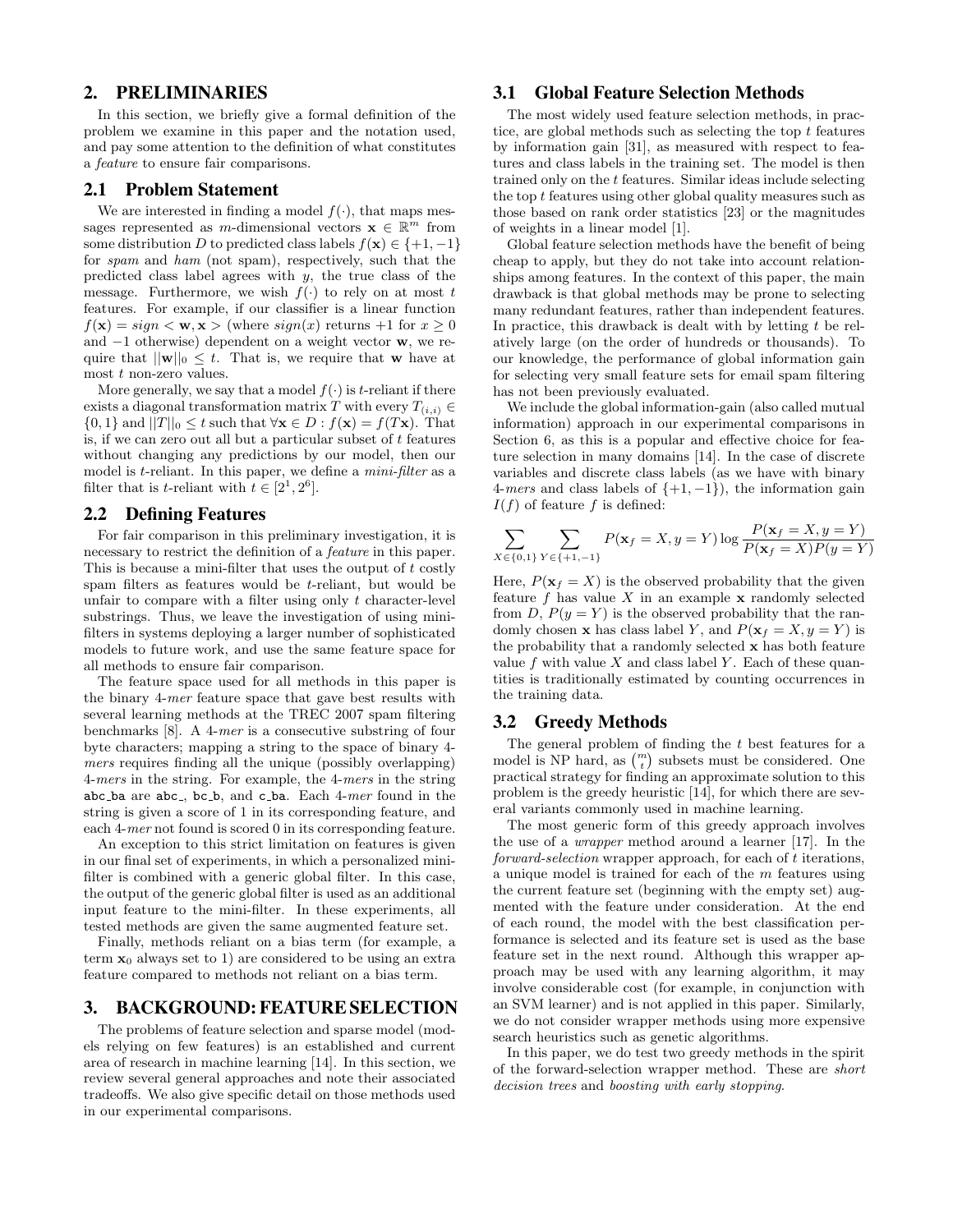## 2. PRELIMINARIES

In this section, we briefly give a formal definition of the problem we examine in this paper and the notation used, and pay some attention to the definition of what constitutes a *feature* to ensure fair comparisons.

### 2.1 Problem Statement

We are interested in finding a model $f(\cdot)$, that maps messages represented as $m$-dimensional vectors $\mathbf{x} \in \mathbb{R}^m$ from some distribution $D$ to predicted class labels $f(\mathbf{x}) \in \{+1, -1\}$ for *spam* and *ham* (not spam), respectively, such that the predicted class label agrees with $y$, the true class of the message. Furthermore, we wish $f(\cdot)$ to rely on at most $t$ features. For example, if our classifier is a linear function $f(\mathbf{x}) = sign < \mathbf{w}, \mathbf{x} >$ (where $sign(x)$ returns $+1$ for $x \geq 0$ and $-1$ otherwise) dependent on a weight vector $\mathbf{w}$, we require that $||\mathbf{w}||_0 \leq t$. That is, we require that $\mathbf{w}$ have at most $t$ non-zero values.

More generally, we say that a model $f(\cdot)$ is $t$-reliant if there exists a diagonal transformation matrix $T$ with every $T_{(i,i)} \in \{0, 1\}$ and $||T||_0 \leq t$ such that $\forall \mathbf{x} \in D : f(\mathbf{x}) = f(T\mathbf{x})$. That is, if we can zero out all but a particular subset of $t$ features without changing any predictions by our model, then our model is $t$-reliant. In this paper, we define a *mini-filter* as a filter that is $t$-reliant with $t \in [2^1, 2^6]$.

### 2.2 Defining Features

For fair comparison in this preliminary investigation, it is necessary to restrict the definition of a *feature* in this paper. This is because a mini-filter that uses the output of $t$ costly spam filters as features would be $t$-reliant, but would be unfair to compare with a filter using only $t$ character-level substrings. Thus, we leave the investigation of using mini-filters in systems deploying a larger number of sophisticated models to future work, and use the same feature space for all methods to ensure fair comparison.

The feature space used for all methods in this paper is the binary 4-*mer* feature space that gave best results with several learning methods at the TREC 2007 spam filtering benchmarks [8]. A 4-*mer* is a consecutive substring of four byte characters; mapping a string to the space of binary 4-*mers* requires finding all the unique (possibly overlapping) 4-*mers* in the string. For example, the 4-*mers* in the string `abc_ba` are `abc_`, `bc_b`, and `c_ba`. Each 4-*mer* found in the string is given a score of 1 in its corresponding feature, and each 4-*mer* not found is scored 0 in its corresponding feature.

An exception to this strict limitation on features is given in our final set of experiments, in which a personalized mini-filter is combined with a generic global filter. In this case, the output of the generic global filter is used as an additional input feature to the mini-filter. In these experiments, all tested methods are given the same augmented feature set.

Finally, methods reliant on a bias term (for example, a term $\mathbf{x}_0$ always set to 1) are considered to be using an extra feature compared to methods not reliant on a bias term.

## 3. BACKGROUND: FEATURE SELECTION

The problems of feature selection and sparse model (models relying on few features) is an established and current area of research in machine learning [14]. In this section, we review several general approaches and note their associated tradeoffs. We also give specific detail on those methods used in our experimental comparisons.

### 3.1 Global Feature Selection Methods

The most widely used feature selection methods, in practice, are global methods such as selecting the top $t$ features by information gain [31], as measured with respect to features and class labels in the training set. The model is then trained only on the $t$ features. Similar ideas include selecting the top $t$ features using other global quality measures such as those based on rank order statistics [23] or the magnitudes of weights in a linear model [1].

Global feature selection methods have the benefit of being cheap to apply, but they do not take into account relationships among features. In the context of this paper, the main drawback is that global methods may be prone to selecting many redundant features, rather than independent features. In practice, this drawback is dealt with by letting $t$ be relatively large (on the order of hundreds or thousands). To our knowledge, the performance of global information gain for selecting very small feature sets for email spam filtering has not been previously evaluated.

We include the global information-gain (also called mutual information) approach in our experimental comparisons in Section 6, as this is a popular and effective choice for feature selection in many domains [14]. In the case of discrete variables and discrete class labels (as we have with binary 4-*mers* and class labels of $\{+1, -1\}$), the information gain $I(f)$ of feature $f$ is defined:

$$\sum_{X \in \{0,1\}} \sum_{Y \in \{+1,-1\}} P(\mathbf{x}_f = X, y = Y) \log \frac{P(\mathbf{x}_f = X, y = Y)}{P(\mathbf{x}_f = X) P(y = Y)}$$

Here, $P(\mathbf{x}_f = X)$ is the observed probability that the given feature $f$ has value $X$ in an example $\mathbf{x}$ randomly selected from $D$, $P(y = Y)$ is the observed probability that the randomly chosen $\mathbf{x}$ has class label $Y$, and $P(\mathbf{x}_f = X, y = Y)$ is the probability that a randomly selected $\mathbf{x}$ has both feature value $f$ with value $X$ and class label $Y$. Each of these quantities is traditionally estimated by counting occurrences in the training data.

### 3.2 Greedy Methods

The general problem of finding the $t$ best features for a model is NP hard, as $\binom{m}{t}$ subsets must be considered. One practical strategy for finding an approximate solution to this problem is the greedy heuristic [14], for which there are several variants commonly used in machine learning.

The most generic form of this greedy approach involves the use of a *wrapper* method around a learner [17]. In the *forward-selection* wrapper approach, for each of $t$ iterations, a unique model is trained for each of the $m$ features using the current feature set (beginning with the empty set) augmented with the feature under consideration. At the end of each round, the model with the best classification performance is selected and its feature set is used as the base feature set in the next round. Although this wrapper approach may be used with any learning algorithm, it may involve considerable cost (for example, in conjunction with an SVM learner) and is not applied in this paper. Similarly, we do not consider wrapper methods using more expensive search heuristics such as genetic algorithms.

In this paper, we do test two greedy methods in the spirit of the forward-selection wrapper method. These are *short decision trees* and *boosting with early stopping*.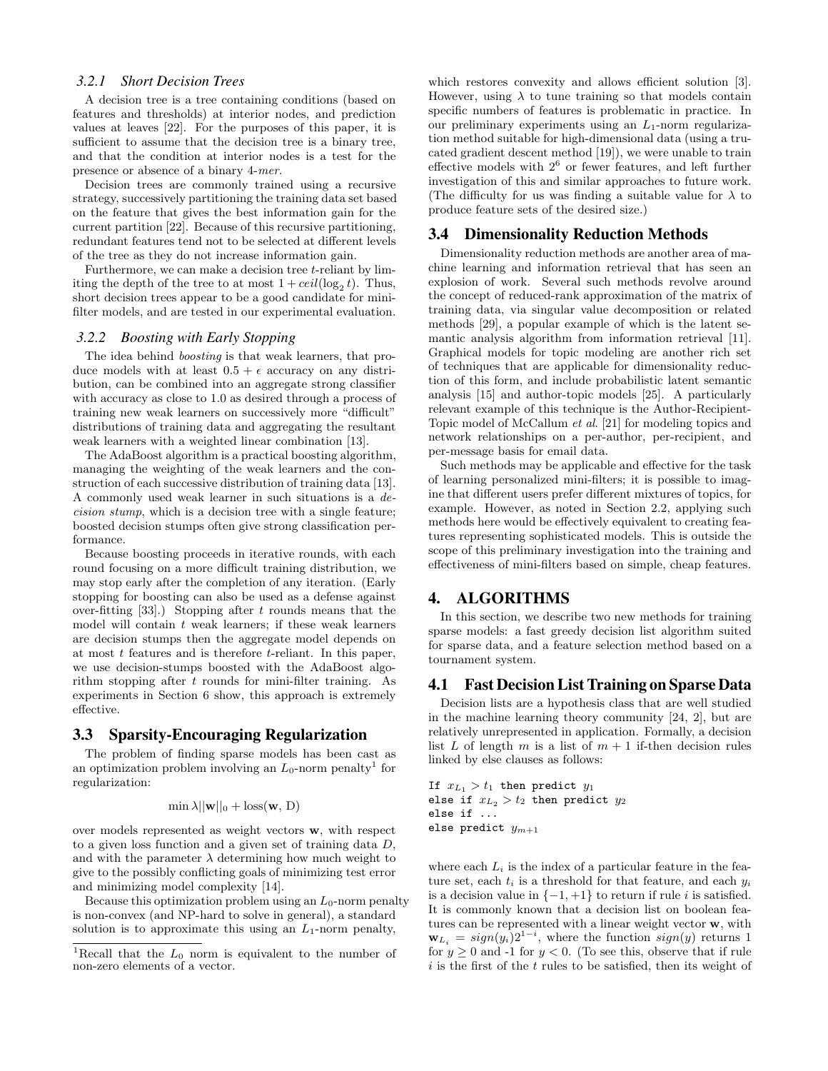#### 3.2.1 Short Decision Trees

A decision tree is a tree containing conditions (based on features and thresholds) at interior nodes, and prediction values at leaves [22]. For the purposes of this paper, it is sufficient to assume that the decision tree is a binary tree, and that the condition at interior nodes is a test for the presence or absence of a binary 4-*mer*.

Decision trees are commonly trained using a recursive strategy, successively partitioning the training data set based on the feature that gives the best information gain for the current partition [22]. Because of this recursive partitioning, redundant features tend not to be selected at different levels of the tree as they do not increase information gain.

Furthermore, we can make a decision tree $t$-reliant by limiting the depth of the tree to at most $1 + ceil(\log_2 t)$. Thus, short decision trees appear to be a good candidate for mini-filter models, and are tested in our experimental evaluation.

#### 3.2.2 Boosting with Early Stopping

The idea behind *boosting* is that weak learners, that produce models with at least $0.5 + \epsilon$ accuracy on any distribution, can be combined into an aggregate strong classifier with accuracy as close to 1.0 as desired through a process of training new weak learners on successively more "difficult" distributions of training data and aggregating the resultant weak learners with a weighted linear combination [13].

The AdaBoost algorithm is a practical boosting algorithm, managing the weighting of the weak learners and the construction of each successive distribution of training data [13]. A commonly used weak learner in such situations is a *decision stump*, which is a decision tree with a single feature; boosted decision stumps often give strong classification performance.

Because boosting proceeds in iterative rounds, with each round focusing on a more difficult training distribution, we may stop early after the completion of any iteration. (Early stopping for boosting can also be used as a defense against over-fitting [33].) Stopping after $t$ rounds means that the model will contain $t$ weak learners; if these weak learners are decision stumps then the aggregate model depends on at most $t$ features and is therefore $t$-reliant. In this paper, we use decision-stumps boosted with the AdaBoost algorithm stopping after $t$ rounds for mini-filter training. As experiments in Section 6 show, this approach is extremely effective.

## 3.3 Sparsity-Encouraging Regularization

The problem of finding sparse models has been cast as an optimization problem involving an $L_0$-norm penalty[1] for regularization:

$$\min \lambda ||\mathbf{w}||_0 + \text{loss}(\mathbf{w}, \text{D})$$

over models represented as weight vectors $\mathbf{w}$, with respect to a given loss function and a given set of training data $D$, and with the parameter $\lambda$ determining how much weight to give to the possibly conflicting goals of minimizing test error and minimizing model complexity [14].

Because this optimization problem using an $L_0$-norm penalty is non-convex (and NP-hard to solve in general), a standard solution is to approximate this using an $L_1$-norm penalty, which restores convexity and allows efficient solution [3]. However, using $\lambda$ to tune training so that models contain specific numbers of features is problematic in practice. In our preliminary experiments using an $L_1$-norm regularization method suitable for high-dimensional data (using a trucated gradient descent method [19]), we were unable to train effective models with $2^6$ or fewer features, and left further investigation of this and similar approaches to future work. (The difficulty for us was finding a suitable value for $\lambda$ to produce feature sets of the desired size.)

[1] Recall that the $L_0$ norm is equivalent to the number of non-zero elements of a vector.

## 3.4 Dimensionality Reduction Methods

Dimensionality reduction methods are another area of machine learning and information retrieval that has seen an explosion of work. Several such methods revolve around the concept of reduced-rank approximation of the matrix of training data, via singular value decomposition or related methods [29], a popular example of which is the latent semantic analysis algorithm from information retrieval [11]. Graphical models for topic modeling are another rich set of techniques that are applicable for dimensionality reduction of this form, and include probabilistic latent semantic analysis [15] and author-topic models [25]. A particularly relevant example of this technique is the Author-Recipient-Topic model of McCallum *et al.* [21] for modeling topics and network relationships on a per-author, per-recipient, and per-message basis for email data.

Such methods may be applicable and effective for the task of learning personalized mini-filters; it is possible to imagine that different users prefer different mixtures of topics, for example. However, as noted in Section 2.2, applying such methods here would be effectively equivalent to creating features representing sophisticated models. This is outside the scope of this preliminary investigation into the training and effectiveness of mini-filters based on simple, cheap features.

# 4. ALGORITHMS

In this section, we describe two new methods for training sparse models: a fast greedy decision list algorithm suited for sparse data, and a feature selection method based on a tournament system.

## 4.1 Fast Decision List Training on Sparse Data

Decision lists are a hypothesis class that are well studied in the machine learning theory community [24, 2], but are relatively unrepresented in application. Formally, a decision list $L$ of length $m$ is a list of $m + 1$ if-then decision rules linked by else clauses as follows:

```
If x_{L_1} > t_1 then predict y_1
else if x_{L_2} > t_2 then predict y_2
else if ...
else predict y_{m+1}
```

where each $L_i$ is the index of a particular feature in the feature set, each $t_i$ is a threshold for that feature, and each $y_i$ is a decision value in $\{-1, +1\}$ to return if rule $i$ is satisfied. It is commonly known that a decision list on boolean features can be represented with a linear weight vector $\mathbf{w}$, with $\mathbf{w}_{L_i} = sign(y_i)2^{1-i}$, where the function $sign(y)$ returns 1 for $y \geq 0$ and -1 for $y < 0$. (To see this, observe that if rule $i$ is the first of the $t$ rules to be satisfied, then its weight of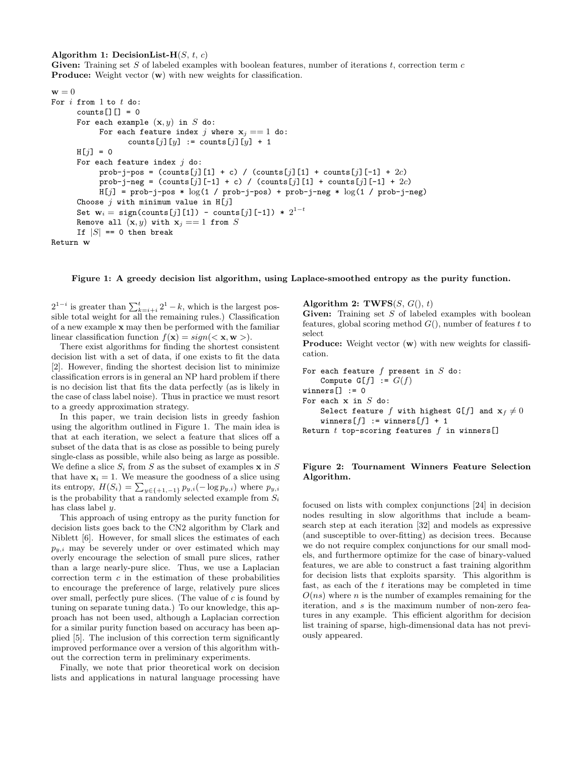**Algorithm 1: DecisionList-H**($S$, $t$, $c$)
**Given:** Training set $S$ of labeled examples with boolean features, number of iterations $t$, correction term $c$
**Produce:** Weight vector ($\mathbf{w}$) with new weights for classification.

```
w = 0
For i from 1 to t do:
      counts[][] = 0
      For each example (x, y) in S do:
            For each feature index j where x_j == 1 do:
                  counts[j][y] := counts[j][y] + 1
      H[j] = 0
      For each feature index j do:
            prob-j-pos = (counts[j][1] + c) / (counts[j][1] + counts[j][-1] + 2c)
            prob-j-neg = (counts[j][-1] + c) / (counts[j][1] + counts[j][-1] + 2c)
            H[j] = prob-j-pos * log(1 / prob-j-pos) + prob-j-neg * log(1 / prob-j-neg)
      Choose j with minimum value in H[j]
      Set w_i = sign(counts[j][1]) - counts[j][-1]) * 2^(1-t)
      Remove all (x, y) with x_j == 1 from S
      If |S| == 0 then break
Return w
```

**Figure 1: A greedy decision list algorithm, using Laplace-smoothed entropy as the purity function.**

$2^{1-i}$ is greater than $\sum_{k=i+i}^{t} 2^1 - k$, which is the largest possible total weight for all the remaining rules.) Classification of a new example $\mathbf{x}$ may then be performed with the familiar linear classification function $f(\mathbf{x}) = sign(<\mathbf{x}, \mathbf{w}>)$.

There exist algorithms for finding the shortest consistent decision list with a set of data, if one exists to fit the data [2]. However, finding the shortest decision list to minimize classification errors is in general an NP hard problem if there is no decision list that fits the data perfectly (as is likely in the case of class label noise). Thus in practice we must resort to a greedy approximation strategy.

In this paper, we train decision lists in greedy fashion using the algorithm outlined in Figure 1. The main idea is that at each iteration, we select a feature that slices off a subset of the data that is as close as possible to being purely single-class as possible, while also being as large as possible. We define a slice $S_i$ from $S$ as the subset of examples $\mathbf{x}$ in $S$ that have $\mathbf{x}_i = 1$. We measure the goodness of a slice using its entropy, $H(S_i) = \sum_{y \in \{+1,-1\}} p_{y,i}(-\log p_{y,i})$ where $p_{y,i}$ is the probability that a randomly selected example from $S_i$ has class label $y$.

This approach of using entropy as the purity function for decision lists goes back to the CN2 algorithm by Clark and Niblett [6]. However, for small slices the estimates of each $p_{y,i}$ may be severely under or over estimated which may overly encourage the selection of small pure slices, rather than a large nearly-pure slice. Thus, we use a Laplacian correction term $c$ in the estimation of these probabilities to encourage the preference of large, relatively pure slices over small, perfectly pure slices. (The value of $c$ is found by tuning on separate tuning data.) To our knowledge, this approach has not been used, although a Laplacian correction for a similar purity function based on accuracy has been applied [5]. The inclusion of this correction term significantly improved performance over a version of this algorithm without the correction term in preliminary experiments.

Finally, we note that prior theoretical work on decision lists and applications in natural language processing have focused on lists with complex conjunctions [24] in decision nodes resulting in slow algorithms that include a beam-search step at each iteration [32] and models as expressive (and susceptible to over-fitting) as decision trees. Because we do not require complex conjunctions for our small models, and furthermore optimize for the case of binary-valued features, we are able to construct a fast training algorithm for decision lists that exploits sparsity. This algorithm is fast, as each of the $t$ iterations may be completed in time $O(ns)$ where $n$ is the number of examples remaining for the iteration, and $s$ is the maximum number of non-zero features in any example. This efficient algorithm for decision list training of sparse, high-dimensional data has not previously appeared.

**Algorithm 2: TWFS**($S$, $G()$, $t$)
**Given:** Training set $S$ of labeled examples with boolean features, global scoring method $G()$, number of features $t$ to select
**Produce:** Weight vector ($\mathbf{w}$) with new weights for classification.

```
For each feature f present in S do:
    Compute G[f] := G(f)
winners[] := 0
For each x in S do:
    Select feature f with highest G[f] and x_f ≠ 0
    winners[f] := winners[f] + 1
Return t top-scoring features f in winners[]
```

**Figure 2: Tournament Winners Feature Selection Algorithm.**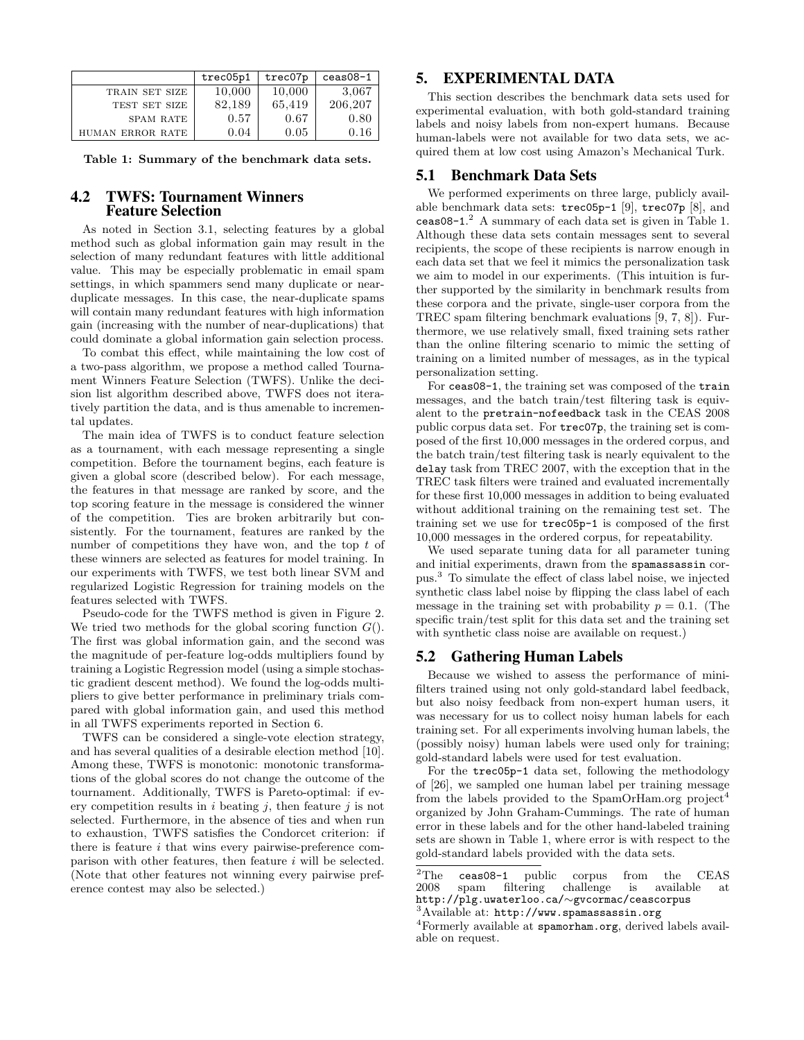| | trec05p1 | trec07p | ceas08-1 |
|---|---|---|---|
| TRAIN SET SIZE | 10,000 | 10,000 | 3,067 |
| TEST SET SIZE | 82,189 | 65,419 | 206,207 |
| SPAM RATE | 0.57 | 0.67 | 0.80 |
| HUMAN ERROR RATE | 0.04 | 0.05 | 0.16 |

**Table 1: Summary of the benchmark data sets.**

## 4.2 TWFS: Tournament Winners Feature Selection

As noted in Section 3.1, selecting features by a global method such as global information gain may result in the selection of many redundant features with little additional value. This may be especially problematic in email spam settings, in which spammers send many duplicate or near-duplicate messages. In this case, the near-duplicate spams will contain many redundant features with high information gain (increasing with the number of near-duplications) that could dominate a global information gain selection process.

To combat this effect, while maintaining the low cost of a two-pass algorithm, we propose a method called Tournament Winners Feature Selection (TWFS). Unlike the decision list algorithm described above, TWFS does not iteratively partition the data, and is thus amenable to incremental updates.

The main idea of TWFS is to conduct feature selection as a tournament, with each message representing a single competition. Before the tournament begins, each feature is given a global score (described below). For each message, the features in that message are ranked by score, and the top scoring feature in the message is considered the winner of the competition. Ties are broken arbitrarily but consistently. For the tournament, features are ranked by the number of competitions they have won, and the top $t$ of these winners are selected as features for model training. In our experiments with TWFS, we test both linear SVM and regularized Logistic Regression for training models on the features selected with TWFS.

Pseudo-code for the TWFS method is given in Figure 2. We tried two methods for the global scoring function $G()$. The first was global information gain, and the second was the magnitude of per-feature log-odds multipliers found by training a Logistic Regression model (using a simple stochastic gradient descent method). We found the log-odds multipliers to give better performance in preliminary trials compared with global information gain, and used this method in all TWFS experiments reported in Section 6.

TWFS can be considered a single-vote election strategy, and has several qualities of a desirable election method [10]. Among these, TWFS is monotonic: monotonic transformations of the global scores do not change the outcome of the tournament. Additionally, TWFS is Pareto-optimal: if every competition results in $i$ beating $j$, then feature $j$ is not selected. Furthermore, in the absence of ties and when run to exhaustion, TWFS satisfies the Condorcet criterion: if there is feature $i$ that wins every pairwise-preference comparison with other features, then feature $i$ will be selected. (Note that other features not winning every pairwise preference contest may also be selected.)

# 5. EXPERIMENTAL DATA

This section describes the benchmark data sets used for experimental evaluation, with both gold-standard training labels and noisy labels from non-expert humans. Because human-labels were not available for two data sets, we acquired them at low cost using Amazon's Mechanical Turk.

## 5.1 Benchmark Data Sets

We performed experiments on three large, publicly available benchmark data sets: `trec05p-1` [9], `trec07p` [8], and `ceas08-1`.[2] A summary of each data set is given in Table 1. Although these data sets contain messages sent to several recipients, the scope of these recipients is narrow enough in each data set that we feel it mimics the personalization task we aim to model in our experiments. (This intuition is further supported by the similarity in benchmark results from these corpora and the private, single-user corpora from the TREC spam filtering benchmark evaluations [9, 7, 8]). Furthermore, we use relatively small, fixed training sets rather than the online filtering scenario to mimic the setting of training on a limited number of messages, as in the typical personalization setting.

For `ceas08-1`, the training set was composed of the `train` messages, and the batch train/test filtering task is equivalent to the `pretrain-nofeedback` task in the CEAS 2008 public corpus data set. For `trec07p`, the training set is composed of the first 10,000 messages in the ordered corpus, and the batch train/test filtering task is nearly equivalent to the `delay` task from TREC 2007, with the exception that in the TREC task filters were trained and evaluated incrementally for these first 10,000 messages in addition to being evaluated without additional training on the remaining test set. The training set we use for `trec05p-1` is composed of the first 10,000 messages in the ordered corpus, for repeatability.

We used separate tuning data for all parameter tuning and initial experiments, drawn from the `spamassassin` corpus.[3] To simulate the effect of class label noise, we injected synthetic class label noise by flipping the class label of each message in the training set with probability $p = 0.1$. (The specific train/test split for this data set and the training set with synthetic class noise are available on request.)

## 5.2 Gathering Human Labels

Because we wished to assess the performance of mini-filters trained using not only gold-standard label feedback, but also noisy feedback from non-expert human users, it was necessary for us to collect noisy human labels for each training set. For all experiments involving human labels, the (possibly noisy) human labels were used only for training; gold-standard labels were used for test evaluation.

For the `trec05p-1` data set, following the methodology of [26], we sampled one human label per training message from the labels provided to the SpamOrHam.org project[4] organized by John Graham-Cummings. The rate of human error in these labels and for the other hand-labeled training sets are shown in Table 1, where error is with respect to the gold-standard labels provided with the data sets.

[2]The `ceas08-1` public corpus from the CEAS 2008 spam filtering challenge is available at `http://plg.uwaterloo.ca/~gvcormac/ceascorpus`

[3]Available at: `http://www.spamassassin.org`

[4]Formerly available at `spamorham.org`, derived labels available on request.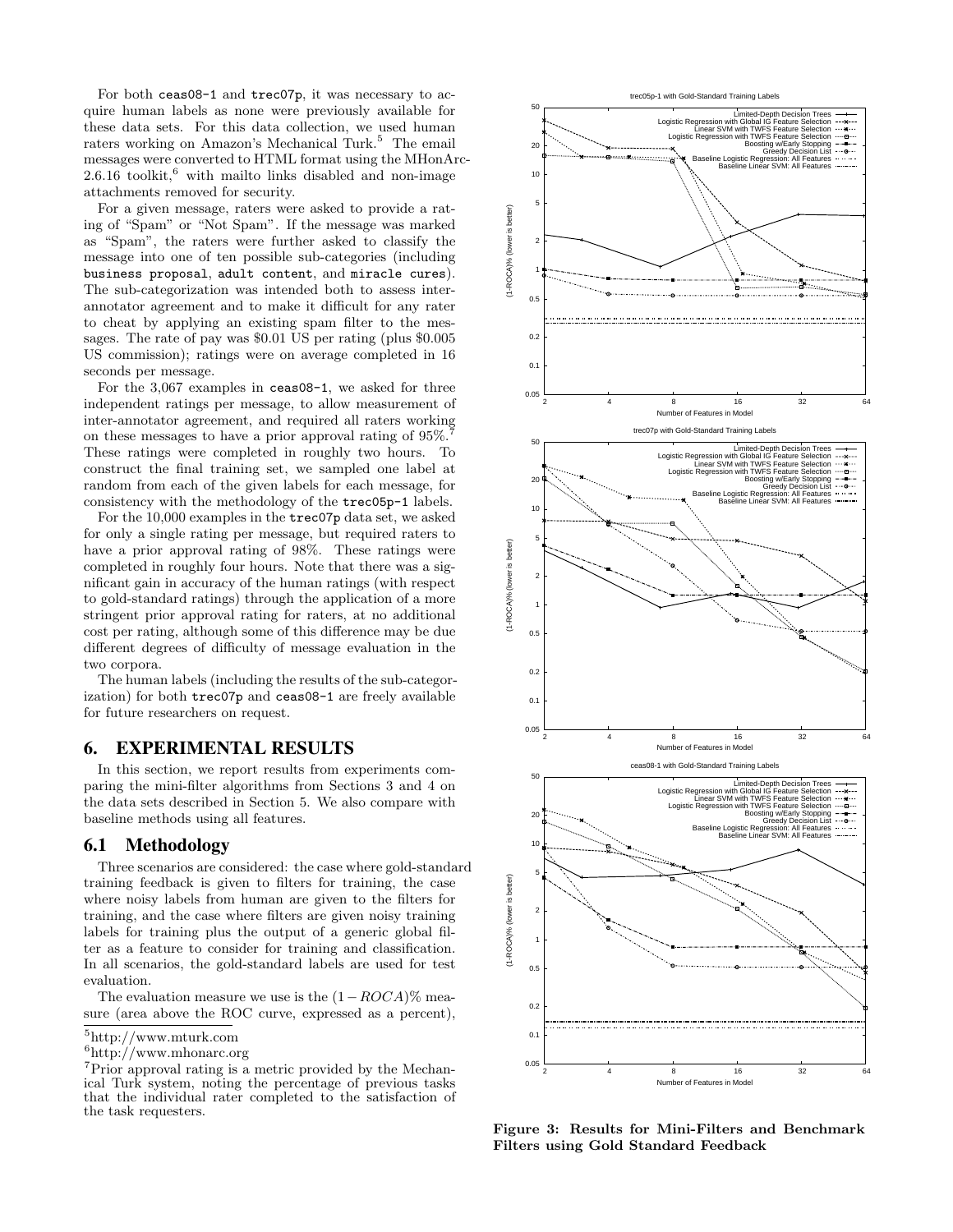For both ceas08-1 and trec07p, it was necessary to acquire human labels as none were previously available for these data sets. For this data collection, we used human raters working on Amazon's Mechanical Turk.[5] The email messages were converted to HTML format using the MHonArc-2.6.16 toolkit,[6] with mailto links disabled and non-image attachments removed for security.

For a given message, raters were asked to provide a rating of "Spam" or "Not Spam". If the message was marked as "Spam", the raters were further asked to classify the message into one of ten possible sub-categories (including business proposal, adult content, and miracle cures). The sub-categorization was intended both to assess inter-annotator agreement and to make it difficult for any rater to cheat by applying an existing spam filter to the messages. The rate of pay was \$0.01 US per rating (plus \$0.005 US commission); ratings were on average completed in 16 seconds per message.

For the 3,067 examples in ceas08-1, we asked for three independent ratings per message, to allow measurement of inter-annotator agreement, and required all raters working on these messages to have a prior approval rating of 95%.[7] These ratings were completed in roughly two hours. To construct the final training set, we sampled one label at random from each of the given labels for each message, for consistency with the methodology of the trec05p-1 labels.

For the 10,000 examples in the trec07p data set, we asked for only a single rating per message, but required raters to have a prior approval rating of 98%. These ratings were completed in roughly four hours. Note that there was a significant gain in accuracy of the human ratings (with respect to gold-standard ratings) through the application of a more stringent prior approval rating for raters, at no additional cost per rating, although some of this difference may be due different degrees of difficulty of message evaluation in the two corpora.

The human labels (including the results of the sub-categorization) for both trec07p and ceas08-1 are freely available for future researchers on request.

# 6. EXPERIMENTAL RESULTS

In this section, we report results from experiments comparing the mini-filter algorithms from Sections 3 and 4 on the data sets described in Section 5. We also compare with baseline methods using all features.

## 6.1 Methodology

Three scenarios are considered: the case where gold-standard training feedback is given to filters for training, the case where noisy labels from human are given to the filters for training, and the case where filters are given noisy training labels for training plus the output of a generic global filter as a feature to consider for training and classification. In all scenarios, the gold-standard labels are used for test evaluation.

The evaluation measure we use is the $(1-ROCA)\%$ measure (area above the ROC curve, expressed as a percent),

[5] http://www.mturk.com

[6] http://www.mhonarc.org

[7] Prior approval rating is a metric provided by the Mechanical Turk system, noting the percentage of previous tasks that the individual rater completed to the satisfaction of the task requesters.

**Figure 3: Results for Mini-Filters and Benchmark Filters using Gold Standard Feedback**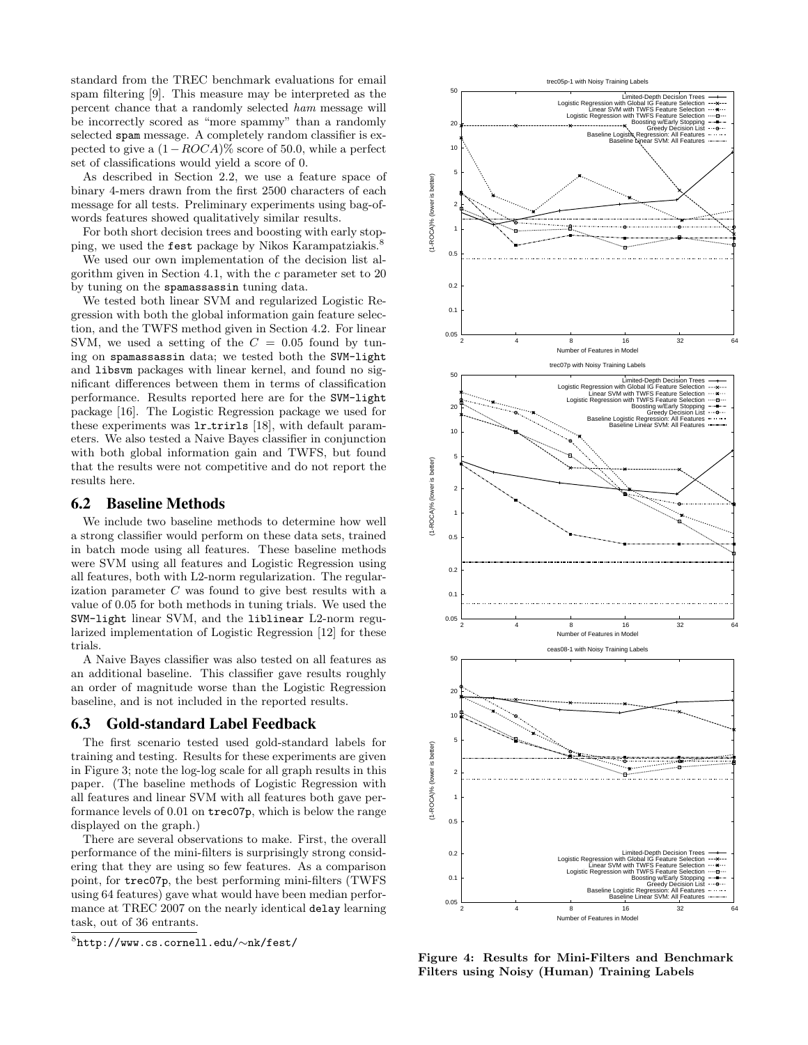standard from the TREC benchmark evaluations for email spam filtering [9]. This measure may be interpreted as the percent chance that a randomly selected *ham* message will be incorrectly scored as "more spammy" than a randomly selected spam message. A completely random classifier is expected to give a $(1-ROCA)\%$ score of 50.0, while a perfect set of classifications would yield a score of 0.

As described in Section 2.2, we use a feature space of binary 4-mers drawn from the first 2500 characters of each message for all tests. Preliminary experiments using bag-of-words features showed qualitatively similar results.

For both short decision trees and boosting with early stopping, we used the `fest` package by Nikos Karampatziakis.[8]

We used our own implementation of the decision list algorithm given in Section 4.1, with the $c$ parameter set to 20 by tuning on the `spamassassin` tuning data.

We tested both linear SVM and regularized Logistic Regression with both the global information gain feature selection, and the TWFS method given in Section 4.2. For linear SVM, we used a setting of the $C = 0.05$ found by tuning on `spamassassin` data; we tested both the `SVM-light` and `libsvm` packages with linear kernel, and found no significant differences between them in terms of classification performance. Results reported here are for the `SVM-light` package [16]. The Logistic Regression package we used for these experiments was `lr_trirls` [18], with default parameters. We also tested a Naive Bayes classifier in conjunction with both global information gain and TWFS, but found that the results were not competitive and do not report the results here.

## 6.2 Baseline Methods

We include two baseline methods to determine how well a strong classifier would perform on these data sets, trained in batch mode using all features. These baseline methods were SVM using all features and Logistic Regression using all features, both with L2-norm regularization. The regularization parameter $C$ was found to give best results with a value of 0.05 for both methods in tuning trials. We used the `SVM-light` linear SVM, and the `liblinear` L2-norm regularized implementation of Logistic Regression [12] for these trials.

A Naive Bayes classifier was also tested on all features as an additional baseline. This classifier gave results roughly an order of magnitude worse than the Logistic Regression baseline, and is not included in the reported results.

## 6.3 Gold-standard Label Feedback

The first scenario tested used gold-standard labels for training and testing. Results for these experiments are given in Figure 3; note the log-log scale for all graph results in this paper. (The baseline methods of Logistic Regression with all features and linear SVM with all features both gave performance levels of 0.01 on `trec07p`, which is below the range displayed on the graph.)

There are several observations to make. First, the overall performance of the mini-filters is surprisingly strong considering that they are using so few features. As a comparison point, for `trec07p`, the best performing mini-filters (TWFS using 64 features) gave what would have been median performance at TREC 2007 on the nearly identical `delay` learning task, out of 36 entrants.

[8] `http://www.cs.cornell.edu/∼nk/fest/`

**Figure 4: Results for Mini-Filters and Benchmark Filters using Noisy (Human) Training Labels**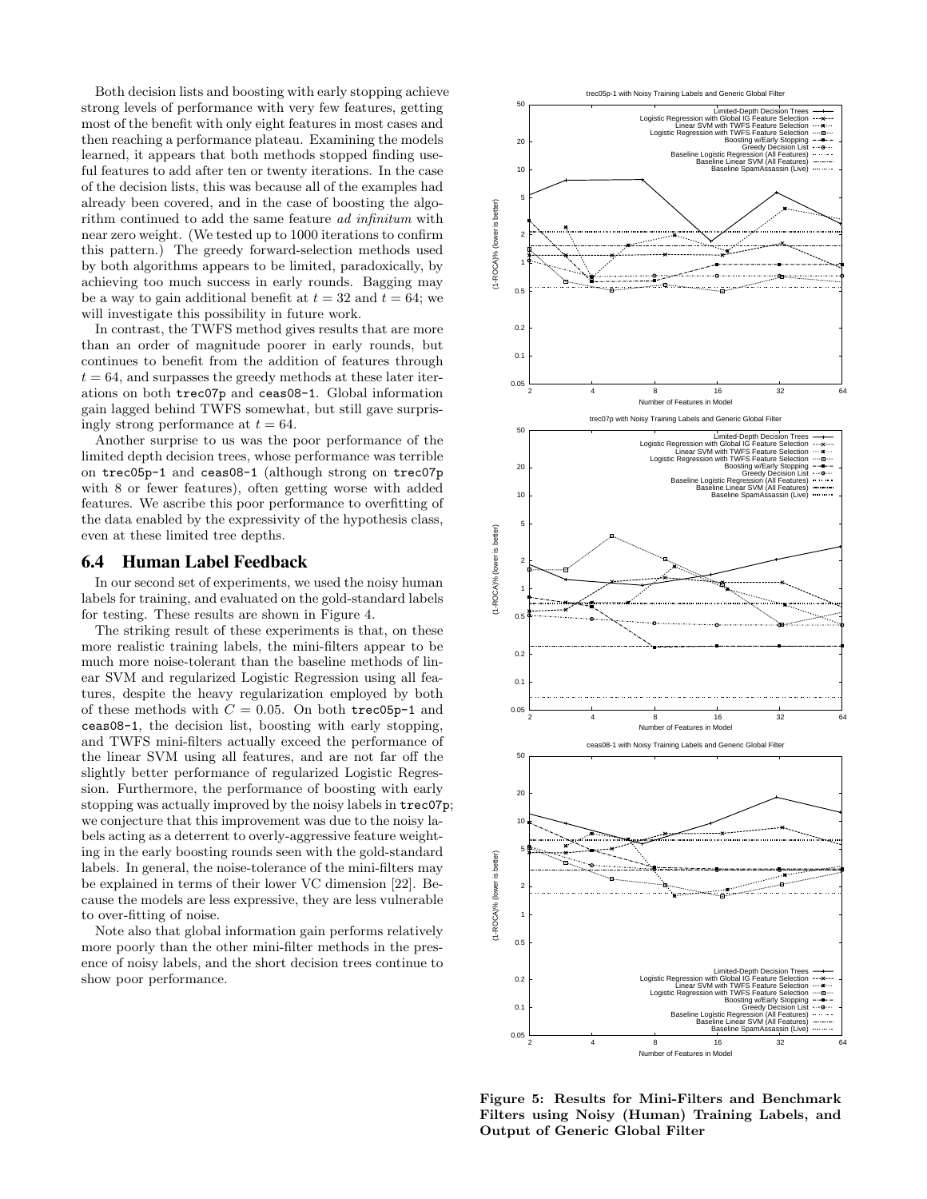Both decision lists and boosting with early stopping achieve strong levels of performance with very few features, getting most of the benefit with only eight features in most cases and then reaching a performance plateau. Examining the models learned, it appears that both methods stopped finding useful features to add after ten or twenty iterations. In the case of the decision lists, this was because all of the examples had already been covered, and in the case of boosting the algorithm continued to add the same feature *ad infinitum* with near zero weight. (We tested up to 1000 iterations to confirm this pattern.) The greedy forward-selection methods used by both algorithms appears to be limited, paradoxically, by achieving too much success in early rounds. Bagging may be a way to gain additional benefit at $t = 32$ and $t = 64$; we will investigate this possibility in future work.

In contrast, the TWFS method gives results that are more than an order of magnitude poorer in early rounds, but continues to benefit from the addition of features through $t = 64$, and surpasses the greedy methods at these later iterations on both `trec07p` and `ceas08-1`. Global information gain lagged behind TWFS somewhat, but still gave surprisingly strong performance at $t = 64$.

Another surprise to us was the poor performance of the limited depth decision trees, whose performance was terrible on `trec05p-1` and `ceas08-1` (although strong on `trec07p` with 8 or fewer features), often getting worse with added features. We ascribe this poor performance to overfitting of the data enabled by the expressivity of the hypothesis class, even at these limited tree depths.

## 6.4 Human Label Feedback

In our second set of experiments, we used the noisy human labels for training, and evaluated on the gold-standard labels for testing. These results are shown in Figure 4.

The striking result of these experiments is that, on these more realistic training labels, the mini-filters appear to be much more noise-tolerant than the baseline methods of linear SVM and regularized Logistic Regression using all features, despite the heavy regularization employed by both of these methods with $C = 0.05$. On both `trec05p-1` and `ceas08-1`, the decision list, boosting with early stopping, and TWFS mini-filters actually exceed the performance of the linear SVM using all features, and are not far off the slightly better performance of regularized Logistic Regression. Furthermore, the performance of boosting with early stopping was actually improved by the noisy labels in `trec07p`; we conjecture that this improvement was due to the noisy labels acting as a deterrent to overly-aggressive feature weighting in the early boosting rounds seen with the gold-standard labels. In general, the noise-tolerance of the mini-filters may be explained in terms of their lower VC dimension [22]. Because the models are less expressive, they are less vulnerable to over-fitting of noise.

Note also that global information gain performs relatively more poorly than the other mini-filter methods in the presence of noisy labels, and the short decision trees continue to show poor performance.

**Figure 5: Results for Mini-Filters and Benchmark Filters using Noisy (Human) Training Labels, and Output of Generic Global Filter**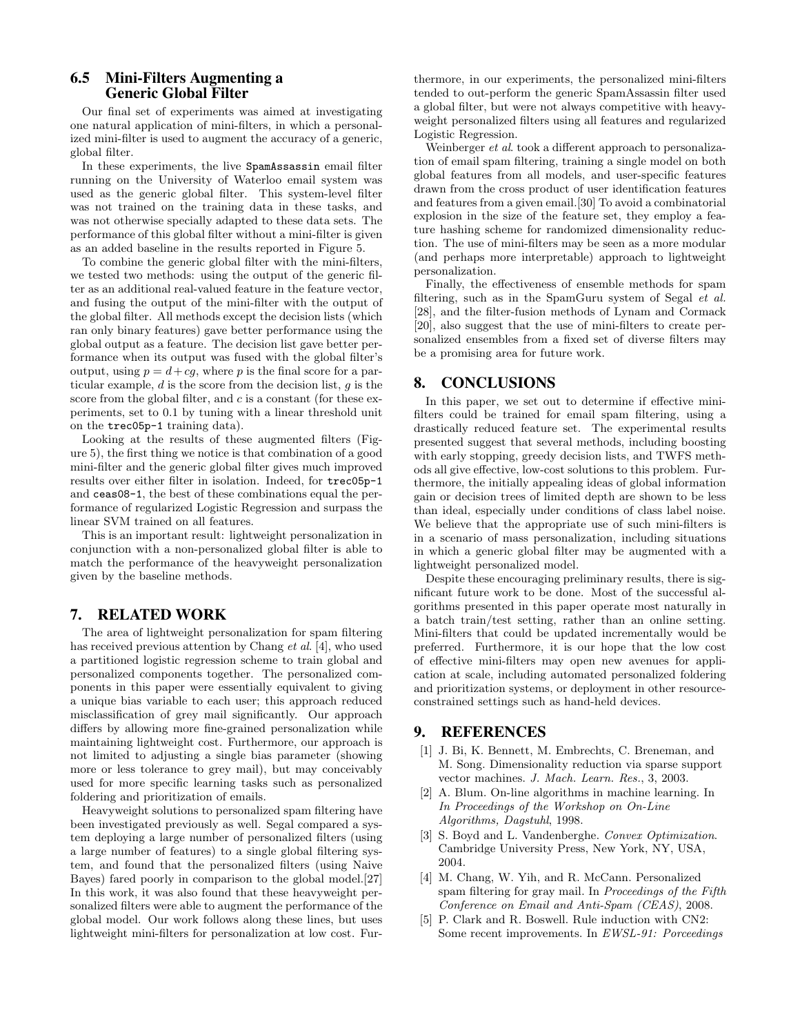### 6.5 Mini-Filters Augmenting a Generic Global Filter

Our final set of experiments was aimed at investigating one natural application of mini-filters, in which a personalized mini-filter is used to augment the accuracy of a generic, global filter.

In these experiments, the live `SpamAssassin` email filter running on the University of Waterloo email system was used as the generic global filter. This system-level filter was not trained on the training data in these tasks, and was not otherwise specially adapted to these data sets. The performance of this global filter without a mini-filter is given as an added baseline in the results reported in Figure 5.

To combine the generic global filter with the mini-filters, we tested two methods: using the output of the generic filter as an additional real-valued feature in the feature vector, and fusing the output of the mini-filter with the output of the global filter. All methods except the decision lists (which ran only binary features) gave better performance using the global output as a feature. The decision list gave better performance when its output was fused with the global filter's output, using $p = d + cg$, where $p$ is the final score for a particular example, $d$ is the score from the decision list, $g$ is the score from the global filter, and $c$ is a constant (for these experiments, set to 0.1 by tuning with a linear threshold unit on the `trec05p-1` training data).

Looking at the results of these augmented filters (Figure 5), the first thing we notice is that combination of a good mini-filter and the generic global filter gives much improved results over either filter in isolation. Indeed, for `trec05p-1` and `ceas08-1`, the best of these combinations equal the performance of regularized Logistic Regression and surpass the linear SVM trained on all features.

This is an important result: lightweight personalization in conjunction with a non-personalized global filter is able to match the performance of the heavyweight personalization given by the baseline methods.

## 7. RELATED WORK

The area of lightweight personalization for spam filtering has received previous attention by Chang *et al.* [4], who used a partitioned logistic regression scheme to train global and personalized components together. The personalized components in this paper were essentially equivalent to giving a unique bias variable to each user; this approach reduced misclassification of grey mail significantly. Our approach differs by allowing more fine-grained personalization while maintaining lightweight cost. Furthermore, our approach is not limited to adjusting a single bias parameter (showing more or less tolerance to grey mail), but may conceivably used for more specific learning tasks such as personalized foldering and prioritization of emails.

Heavyweight solutions to personalized spam filtering have been investigated previously as well. Segal compared a system deploying a large number of personalized filters (using a large number of features) to a single global filtering system, and found that the personalized filters (using Naive Bayes) fared poorly in comparison to the global model.[27] In this work, it was also found that these heavyweight personalized filters were able to augment the performance of the global model. Our work follows along these lines, but uses lightweight mini-filters for personalization at low cost. Furthermore, in our experiments, the personalized mini-filters tended to out-perform the generic SpamAssassin filter used a global filter, but were not always competitive with heavyweight personalized filters using all features and regularized Logistic Regression.

Weinberger *et al.* took a different approach to personalization of email spam filtering, training a single model on both global features from all models, and user-specific features drawn from the cross product of user identification features and features from a given email.[30] To avoid a combinatorial explosion in the size of the feature set, they employ a feature hashing scheme for randomized dimensionality reduction. The use of mini-filters may be seen as a more modular (and perhaps more interpretable) approach to lightweight personalization.

Finally, the effectiveness of ensemble methods for spam filtering, such as in the SpamGuru system of Segal *et al.* [28], and the filter-fusion methods of Lynam and Cormack [20], also suggest that the use of mini-filters to create personalized ensembles from a fixed set of diverse filters may be a promising area for future work.

## 8. CONCLUSIONS

In this paper, we set out to determine if effective mini-filters could be trained for email spam filtering, using a drastically reduced feature set. The experimental results presented suggest that several methods, including boosting with early stopping, greedy decision lists, and TWFS methods all give effective, low-cost solutions to this problem. Furthermore, the initially appealing ideas of global information gain or decision trees of limited depth are shown to be less than ideal, especially under conditions of class label noise. We believe that the appropriate use of such mini-filters is in a scenario of mass personalization, including situations in which a generic global filter may be augmented with a lightweight personalized model.

Despite these encouraging preliminary results, there is significant future work to be done. Most of the successful algorithms presented in this paper operate most naturally in a batch train/test setting, rather than an online setting. Mini-filters that could be updated incrementally would be preferred. Furthermore, it is our hope that the low cost of effective mini-filters may open new avenues for application at scale, including automated personalized foldering and prioritization systems, or deployment in other resource-constrained settings such as hand-held devices.

## 9. REFERENCES

[1] J. Bi, K. Bennett, M. Embrechts, C. Breneman, and M. Song. Dimensionality reduction via sparse support vector machines. *J. Mach. Learn. Res.*, 3, 2003.

[2] A. Blum. On-line algorithms in machine learning. In *In Proceedings of the Workshop on On-Line Algorithms, Dagstuhl*, 1998.

[3] S. Boyd and L. Vandenberghe. *Convex Optimization*. Cambridge University Press, New York, NY, USA, 2004.

[4] M. Chang, W. Yih, and R. McCann. Personalized spam filtering for gray mail. In *Proceedings of the Fifth Conference on Email and Anti-Spam (CEAS)*, 2008.

[5] P. Clark and R. Boswell. Rule induction with CN2: Some recent improvements. In *EWSL-91: Porceedings*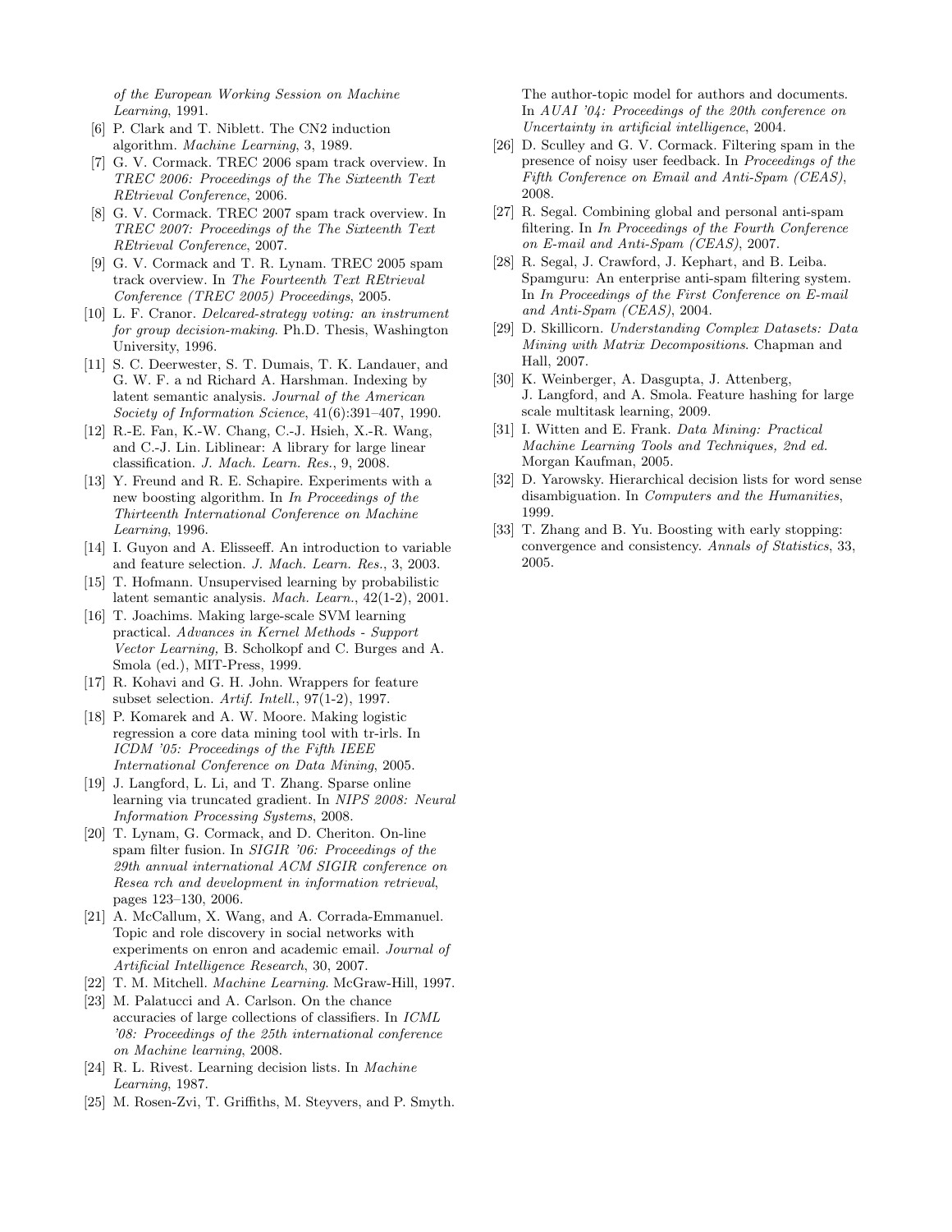of the European Working Session on Machine Learning, 1991.

[6] P. Clark and T. Niblett. The CN2 induction algorithm. *Machine Learning*, 3, 1989.

[7] G. V. Cormack. TREC 2006 spam track overview. In *TREC 2006: Proceedings of the The Sixteenth Text REtrieval Conference*, 2006.

[8] G. V. Cormack. TREC 2007 spam track overview. In *TREC 2007: Proceedings of the The Sixteenth Text REtrieval Conference*, 2007.

[9] G. V. Cormack and T. R. Lynam. TREC 2005 spam track overview. In *The Fourteenth Text REtrieval Conference (TREC 2005) Proceedings*, 2005.

[10] L. F. Cranor. *Delcared-strategy voting: an instrument for group decision-making*. Ph.D. Thesis, Washington University, 1996.

[11] S. C. Deerwester, S. T. Dumais, T. K. Landauer, and G. W. F. a nd Richard A. Harshman. Indexing by latent semantic analysis. *Journal of the American Society of Information Science*, 41(6):391–407, 1990.

[12] R.-E. Fan, K.-W. Chang, C.-J. Hsieh, X.-R. Wang, and C.-J. Lin. Liblinear: A library for large linear classification. *J. Mach. Learn. Res.*, 9, 2008.

[13] Y. Freund and R. E. Schapire. Experiments with a new boosting algorithm. In *In Proceedings of the Thirteenth International Conference on Machine Learning*, 1996.

[14] I. Guyon and A. Elisseeff. An introduction to variable and feature selection. *J. Mach. Learn. Res.*, 3, 2003.

[15] T. Hofmann. Unsupervised learning by probabilistic latent semantic analysis. *Mach. Learn.*, 42(1-2), 2001.

[16] T. Joachims. Making large-scale SVM learning practical. *Advances in Kernel Methods - Support Vector Learning*, B. Scholkopf and C. Burges and A. Smola (ed.), MIT-Press, 1999.

[17] R. Kohavi and G. H. John. Wrappers for feature subset selection. *Artif. Intell.*, 97(1-2), 1997.

[18] P. Komarek and A. W. Moore. Making logistic regression a core data mining tool with tr-irls. In *ICDM '05: Proceedings of the Fifth IEEE International Conference on Data Mining*, 2005.

[19] J. Langford, L. Li, and T. Zhang. Sparse online learning via truncated gradient. In *NIPS 2008: Neural Information Processing Systems*, 2008.

[20] T. Lynam, G. Cormack, and D. Cheriton. On-line spam filter fusion. In *SIGIR '06: Proceedings of the 29th annual international ACM SIGIR conference on Resea rch and development in information retrieval*, pages 123–130, 2006.

[21] A. McCallum, X. Wang, and A. Corrada-Emmanuel. Topic and role discovery in social networks with experiments on enron and academic email. *Journal of Artificial Intelligence Research*, 30, 2007.

[22] T. M. Mitchell. *Machine Learning*. McGraw-Hill, 1997.

[23] M. Palatucci and A. Carlson. On the chance accuracies of large collections of classifiers. In *ICML '08: Proceedings of the 25th international conference on Machine learning*, 2008.

[24] R. L. Rivest. Learning decision lists. In *Machine Learning*, 1987.

[25] M. Rosen-Zvi, T. Griffiths, M. Steyvers, and P. Smyth. The author-topic model for authors and documents. In *AUAI '04: Proceedings of the 20th conference on Uncertainty in artificial intelligence*, 2004.

[26] D. Sculley and G. V. Cormack. Filtering spam in the presence of noisy user feedback. In *Proceedings of the Fifth Conference on Email and Anti-Spam (CEAS)*, 2008.

[27] R. Segal. Combining global and personal anti-spam filtering. In *In Proceedings of the Fourth Conference on E-mail and Anti-Spam (CEAS)*, 2007.

[28] R. Segal, J. Crawford, J. Kephart, and B. Leiba. Spamguru: An enterprise anti-spam filtering system. In *In Proceedings of the First Conference on E-mail and Anti-Spam (CEAS)*, 2004.

[29] D. Skillicorn. *Understanding Complex Datasets: Data Mining with Matrix Decompositions*. Chapman and Hall, 2007.

[30] K. Weinberger, A. Dasgupta, J. Attenberg, J. Langford, and A. Smola. Feature hashing for large scale multitask learning, 2009.

[31] I. Witten and E. Frank. *Data Mining: Practical Machine Learning Tools and Techniques, 2nd ed.* Morgan Kaufman, 2005.

[32] D. Yarowsky. Hierarchical decision lists for word sense disambiguation. In *Computers and the Humanities*, 1999.

[33] T. Zhang and B. Yu. Boosting with early stopping: convergence and consistency. *Annals of Statistics*, 33, 2005.